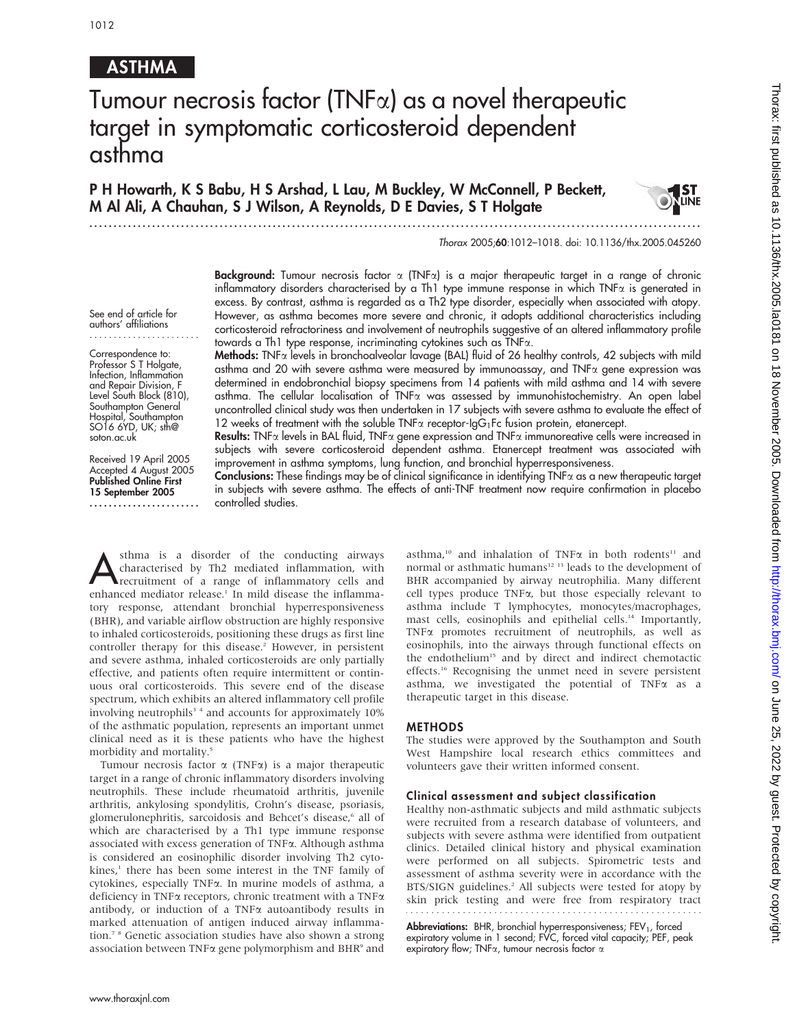## ASTHMA

# Tumour necrosis factor (TNFα) as a novel therapeutic target in symptomatic corticosteroid dependent asthma

**P H Howarth, K S Babu, H S Arshad, L Lau, M Buckley, W McConnell, P Beckett, M Al Ali, A Chauhan, S J Wilson, A Reynolds, D E Davies, S T Holgate**

*Thorax* 2005;**60**:1012–1018. doi: 10.1136/thx.2005.045260

See end of article for authors' affiliations

Correspondence to: Professor S T Holgate, Infection, Inflammation and Repair Division, F Level South Block (810), Southampton General Hospital, Southampton SO16 6YD, UK; sth@soton.ac.uk

Received 19 April 2005
Accepted 4 August 2005
**Published Online First 15 September 2005**

**Background:** Tumour necrosis factor α (TNFα) is a major therapeutic target in a range of chronic inflammatory disorders characterised by a Th1 type immune response in which TNFα is generated in excess. By contrast, asthma is regarded as a Th2 type disorder, especially when associated with atopy. However, as asthma becomes more severe and chronic, it adopts additional characteristics including corticosteroid refractoriness and involvement of neutrophils suggestive of an altered inflammatory profile towards a Th1 type response, incriminating cytokines such as TNFα.

**Methods:** TNFα levels in bronchoalveolar lavage (BAL) fluid of 26 healthy controls, 42 subjects with mild asthma and 20 with severe asthma were measured by immunoassay, and TNFα gene expression was determined in endobronchial biopsy specimens from 14 patients with mild asthma and 14 with severe asthma. The cellular localisation of TNFα was assessed by immunohistochemistry. An open label uncontrolled clinical study was then undertaken in 17 subjects with severe asthma to evaluate the effect of 12 weeks of treatment with the soluble TNFα receptor-$IgG_1Fc$ fusion protein, etanercept.

**Results:** TNFα levels in BAL fluid, TNFα gene expression and TNFα immunoreative cells were increased in subjects with severe corticosteroid dependent asthma. Etanercept treatment was associated with improvement in asthma symptoms, lung function, and bronchial hyperresponsiveness.

**Conclusions:** These findings may be of clinical significance in identifying TNFα as a new therapeutic target in subjects with severe asthma. The effects of anti-TNF treatment now require confirmation in placebo controlled studies.

Asthma is a disorder of the conducting airways characterised by Th2 mediated inflammation, with recruitment of a range of inflammatory cells and enhanced mediator release.[1] In mild disease the inflammatory response, attendant bronchial hyperresponsiveness (BHR), and variable airflow obstruction are highly responsive to inhaled corticosteroids, positioning these drugs as first line controller therapy for this disease.[2] However, in persistent and severe asthma, inhaled corticosteroids are only partially effective, and patients often require intermittent or continuous oral corticosteroids. This severe end of the disease spectrum, which exhibits an altered inflammatory cell profile involving neutrophils[3 4] and accounts for approximately 10% of the asthmatic population, represents an important unmet clinical need as it is these patients who have the highest morbidity and mortality.[5]

Tumour necrosis factor α (TNFα) is a major therapeutic target in a range of chronic inflammatory disorders involving neutrophils. These include rheumatoid arthritis, juvenile arthritis, ankylosing spondylitis, Crohn's disease, psoriasis, glomerulonephritis, sarcoidosis and Behcet's disease,[6] all of which are characterised by a Th1 type immune response associated with excess generation of TNFα. Although asthma is considered an eosinophilic disorder involving Th2 cytokines,[1] there has been some interest in the TNF family of cytokines, especially TNFα. In murine models of asthma, a deficiency in TNFα receptors, chronic treatment with a TNFα antibody, or induction of a TNFα autoantibody results in marked attenuation of antigen induced airway inflammation.[7 8] Genetic association studies have also shown a strong association between TNFα gene polymorphism and BHR[9] and asthma,[10] and inhalation of TNFα in both rodents[11] and normal or asthmatic humans[12 13] leads to the development of BHR accompanied by airway neutrophilia. Many different cell types produce TNFα, but those especially relevant to asthma include T lymphocytes, monocytes/macrophages, mast cells, eosinophils and epithelial cells.[14] Importantly, TNFα promotes recruitment of neutrophils, as well as eosinophils, into the airways through functional effects on the endothelium[15] and by direct and indirect chemotactic effects.[16] Recognising the unmet need in severe persistent asthma, we investigated the potential of TNFα as a therapeutic target in this disease.

## METHODS

The studies were approved by the Southampton and South West Hampshire local research ethics committees and volunteers gave their written informed consent.

### Clinical assessment and subject classification

Healthy non-asthmatic subjects and mild asthmatic subjects were recruited from a research database of volunteers, and subjects with severe asthma were identified from outpatient clinics. Detailed clinical history and physical examination were performed on all subjects. Spirometric tests and assessment of asthma severity were in accordance with the BTS/SIGN guidelines.[2] All subjects were tested for atopy by skin prick testing and were free from respiratory tract

**Abbreviations:** BHR, bronchial hyperresponsiveness; $FEV_1$, forced expiratory volume in 1 second; FVC, forced vital capacity; PEF, peak expiratory flow; TNFα, tumour necrosis factor α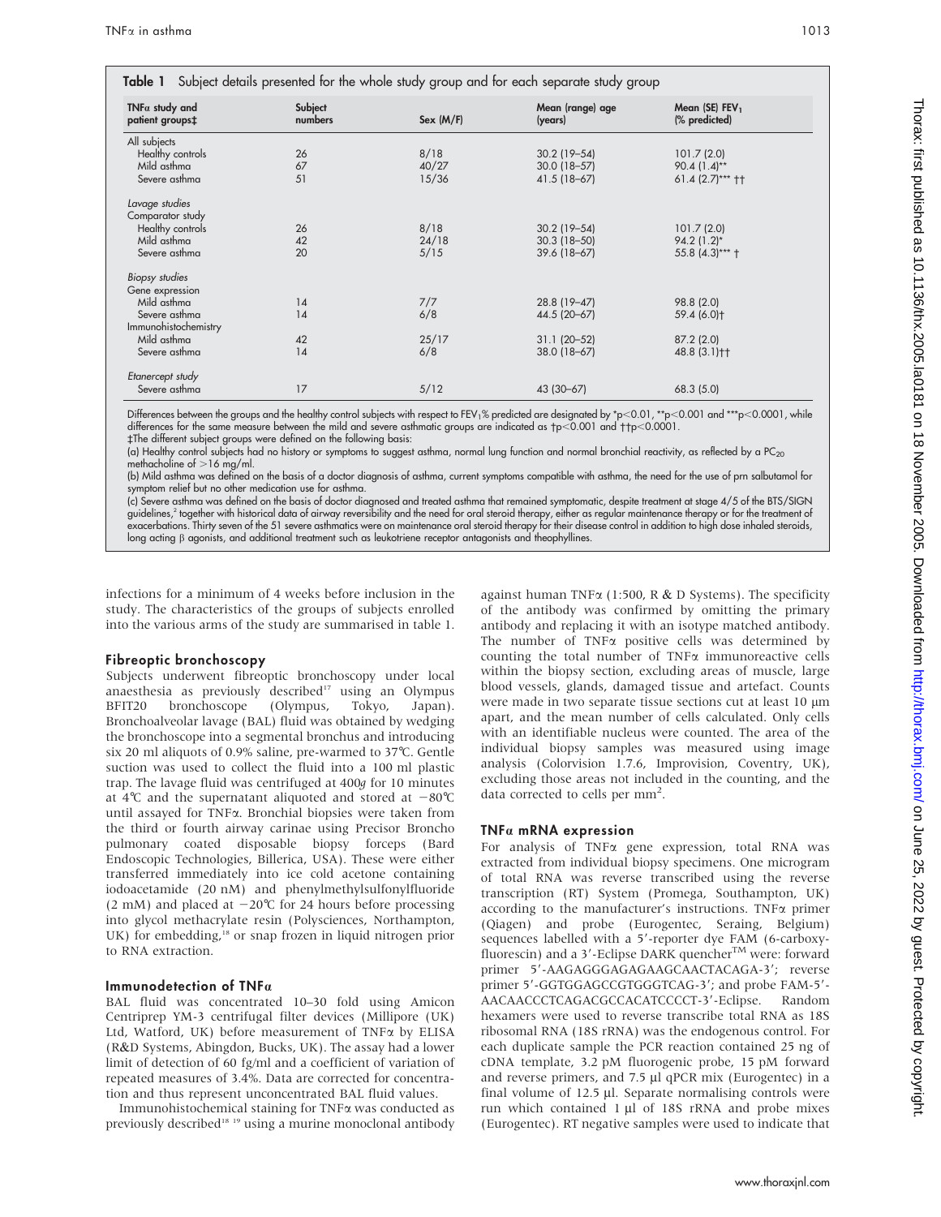**Table 1** Subject details presented for the whole study group and for each separate study group

| TNFα study and patient groups‡ | Subject numbers | Sex (M/F) | Mean (range) age (years) | Mean (SE) $FEV_1$ (% predicted) |
|---|---|---|---|---|
| All subjects | | | | |
| Healthy controls | 26 | 8/18 | 30.2 (19–54) | 101.7 (2.0) |
| Mild asthma | 67 | 40/27 | 30.0 (18–57) | 90.4 (1.4)** |
| Severe asthma | 51 | 15/36 | 41.5 (18–67) | 61.4 (2.7)*** †† |
| *Lavage studies* | | | | |
| Comparator study | | | | |
| Healthy controls | 26 | 8/18 | 30.2 (19–54) | 101.7 (2.0) |
| Mild asthma | 42 | 24/18 | 30.3 (18–50) | 94.2 (1.2)* |
| Severe asthma | 20 | 5/15 | 39.6 (18–67) | 55.8 (4.3)*** † |
| *Biopsy studies* | | | | |
| Gene expression | | | | |
| Mild asthma | 14 | 7/7 | 28.8 (19–47) | 98.8 (2.0) |
| Severe asthma | 14 | 6/8 | 44.5 (20–67) | 59.4 (6.0)† |
| Immunohistochemistry | | | | |
| Mild asthma | 42 | 25/17 | 31.1 (20–52) | 87.2 (2.0) |
| Severe asthma | 14 | 6/8 | 38.0 (18–67) | 48.8 (3.1)†† |
| *Etanercept study* | | | | |
| Severe asthma | 17 | 5/12 | 43 (30–67) | 68.3 (5.0) |

Differences between the groups and the healthy control subjects with respect to $FEV_1$% predicted are designated by *$p<0.01$, **$p<0.001$ and ***$p<0.0001$, while differences for the same measure between the mild and severe asthmatic groups are indicated as †$p<0.001$ and ††$p<0.0001$.

‡The different subject groups were defined on the following basis:

(a) Healthy control subjects had no history or symptoms to suggest asthma, normal lung function and normal bronchial reactivity, as reflected by a $PC_{20}$ methacholine of >16 mg/ml.

(b) Mild asthma was defined on the basis of a doctor diagnosis of asthma, current symptoms compatible with asthma, the need for the use of prn salbutamol for symptom relief but no other medication use for asthma.

(c) Severe asthma was defined on the basis of doctor diagnosed and treated asthma that remained symptomatic, despite treatment at stage 4/5 of the BTS/SIGN guidelines,[2] together with historical data of airway reversibility and the need for oral steroid therapy, either as regular maintenance therapy or for the treatment of exacerbations. Thirty seven of the 51 severe asthmatics were on maintenance oral steroid therapy for their disease control in addition to high dose inhaled steroids, long acting β agonists, and additional treatment such as leukotriene receptor antagonists and theophyllines.

infections for a minimum of 4 weeks before inclusion in the study. The characteristics of the groups of subjects enrolled into the various arms of the study are summarised in table 1.

## Fibreoptic bronchoscopy

Subjects underwent fibreoptic bronchoscopy under local anaesthesia as previously described[17] using an Olympus BFIT20 bronchoscope (Olympus, Tokyo, Japan). Bronchoalveolar lavage (BAL) fluid was obtained by wedging the bronchoscope into a segmental bronchus and introducing six 20 ml aliquots of 0.9% saline, pre-warmed to 37°C. Gentle suction was used to collect the fluid into a 100 ml plastic trap. The lavage fluid was centrifuged at 400*g* for 10 minutes at 4°C and the supernatant aliquoted and stored at −80°C until assayed for TNFα. Bronchial biopsies were taken from the third or fourth airway carinae using Precisor Broncho pulmonary coated disposable biopsy forceps (Bard Endoscopic Technologies, Billerica, USA). These were either transferred immediately into ice cold acetone containing iodoacetamide (20 nM) and phenylmethylsulfonylfluoride (2 mM) and placed at −20°C for 24 hours before processing into glycol methacrylate resin (Polysciences, Northampton, UK) for embedding,[18] or snap frozen in liquid nitrogen prior to RNA extraction.

## Immunodetection of TNFα

BAL fluid was concentrated 10–30 fold using Amicon Centriprep YM-3 centrifugal filter devices (Millipore (UK) Ltd, Watford, UK) before measurement of TNFα by ELISA (R&D Systems, Abingdon, Bucks, UK). The assay had a lower limit of detection of 60 fg/ml and a coefficient of variation of repeated measures of 3.4%. Data are corrected for concentration and thus represent unconcentrated BAL fluid values.

Immunohistochemical staining for TNFα was conducted as previously described[18 19] using a murine monoclonal antibody against human TNFα (1:500, R & D Systems). The specificity of the antibody was confirmed by omitting the primary antibody and replacing it with an isotype matched antibody. The number of TNFα positive cells was determined by counting the total number of TNFα immunoreactive cells within the biopsy section, excluding areas of muscle, large blood vessels, glands, damaged tissue and artefact. Counts were made in two separate tissue sections cut at least 10 μm apart, and the mean number of cells calculated. Only cells with an identifiable nucleus were counted. The area of the individual biopsy samples was measured using image analysis (Colorvision 1.7.6, Improvision, Coventry, UK), excluding those areas not included in the counting, and the data corrected to cells per $mm^2$.

## TNFα mRNA expression

For analysis of TNFα gene expression, total RNA was extracted from individual biopsy specimens. One microgram of total RNA was reverse transcribed using the reverse transcription (RT) System (Promega, Southampton, UK) according to the manufacturer's instructions. TNFα primer (Qiagen) and probe (Eurogentec, Seraing, Belgium) sequences labelled with a 5′-reporter dye FAM (6-carboxy-fluorescin) and a 3′-Eclipse DARK quencher™ were: forward primer 5′-AAGAGGGAGAGAAGCAACTACAGA-3′; reverse primer 5′-GGTGGAGCCGTGGGTCAG-3′; and probe FAM-5′-AACAACCCTCAGACGCCACATCCCCT-3′-Eclipse. Random hexamers were used to reverse transcribe total RNA as 18S ribosomal RNA (18S rRNA) was the endogenous control. For each duplicate sample the PCR reaction contained 25 ng of cDNA template, 3.2 pM fluorogenic probe, 15 pM forward and reverse primers, and 7.5 μl qPCR mix (Eurogentec) in a final volume of 12.5 μl. Separate normalising controls were run which contained 1 μl of 18S rRNA and probe mixes (Eurogentec). RT negative samples were used to indicate that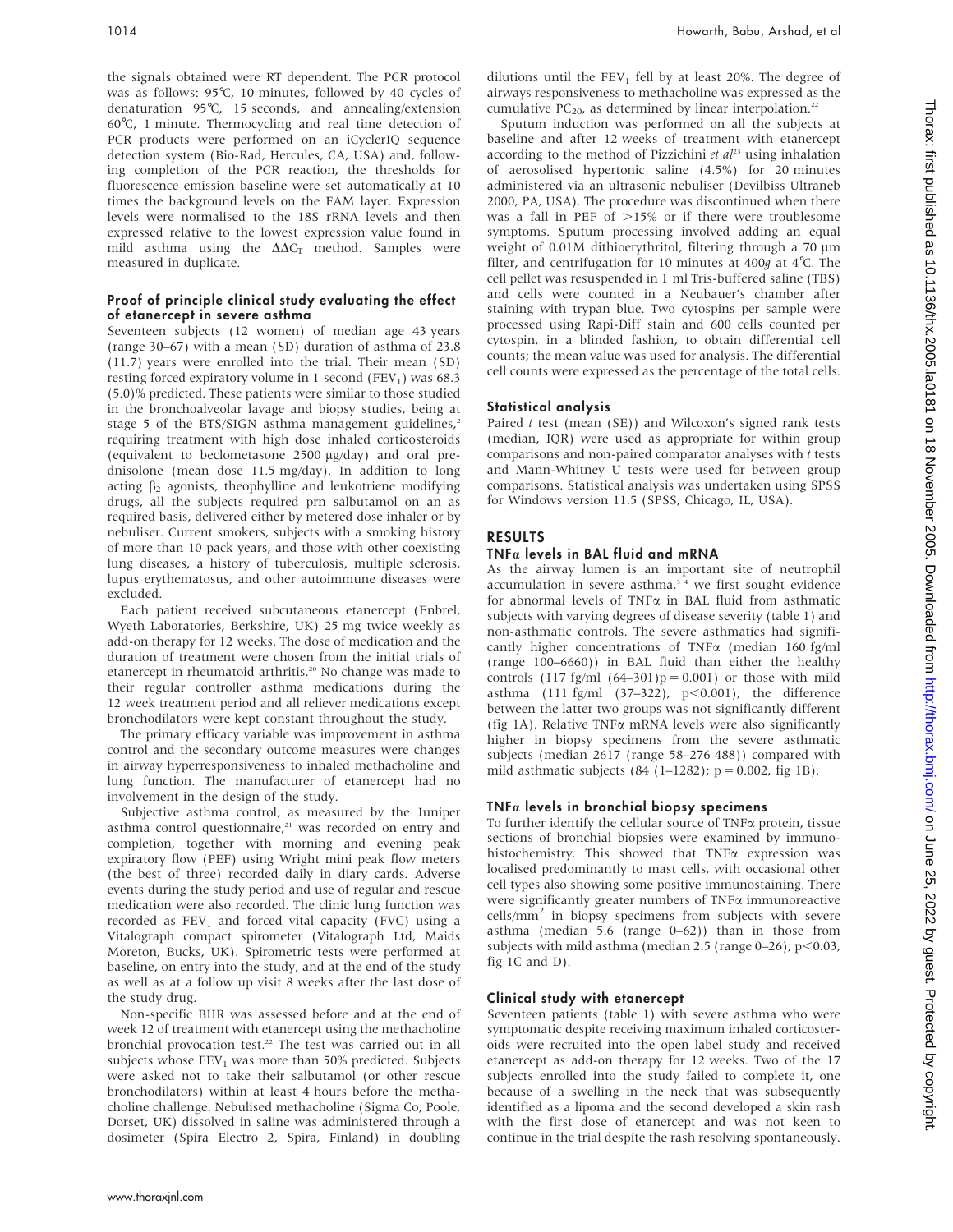the signals obtained were RT dependent. The PCR protocol was as follows: 95℃, 10 minutes, followed by 40 cycles of denaturation 95℃, 15 seconds, and annealing/extension 60℃, 1 minute. Thermocycling and real time detection of PCR products were performed on an iCyclerIQ sequence detection system (Bio-Rad, Hercules, CA, USA) and, following completion of the PCR reaction, the thresholds for fluorescence emission baseline were set automatically at 10 times the background levels on the FAM layer. Expression levels were normalised to the 18S rRNA levels and then expressed relative to the lowest expression value found in mild asthma using the $\Delta\Delta C_T$ method. Samples were measured in duplicate.

### Proof of principle clinical study evaluating the effect of etanercept in severe asthma

Seventeen subjects (12 women) of median age 43 years (range 30–67) with a mean (SD) duration of asthma of 23.8 (11.7) years were enrolled into the trial. Their mean (SD) resting forced expiratory volume in 1 second ($FEV_1$) was 68.3 (5.0)% predicted. These patients were similar to those studied in the bronchoalveolar lavage and biopsy studies, being at stage 5 of the BTS/SIGN asthma management guidelines,[2] requiring treatment with high dose inhaled corticosteroids (equivalent to beclometasone 2500 μg/day) and oral prednisolone (mean dose 11.5 mg/day). In addition to long acting $\beta_2$ agonists, theophylline and leukotriene modifying drugs, all the subjects required prn salbutamol on an as required basis, delivered either by metered dose inhaler or by nebuliser. Current smokers, subjects with a smoking history of more than 10 pack years, and those with other coexisting lung diseases, a history of tuberculosis, multiple sclerosis, lupus erythematosus, and other autoimmune diseases were excluded.

Each patient received subcutaneous etanercept (Enbrel, Wyeth Laboratories, Berkshire, UK) 25 mg twice weekly as add-on therapy for 12 weeks. The dose of medication and the duration of treatment were chosen from the initial trials of etanercept in rheumatoid arthritis.[20] No change was made to their regular controller asthma medications during the 12 week treatment period and all reliever medications except bronchodilators were kept constant throughout the study.

The primary efficacy variable was improvement in asthma control and the secondary outcome measures were changes in airway hyperresponsiveness to inhaled methacholine and lung function. The manufacturer of etanercept had no involvement in the design of the study.

Subjective asthma control, as measured by the Juniper asthma control questionnaire,[21] was recorded on entry and completion, together with morning and evening peak expiratory flow (PEF) using Wright mini peak flow meters (the best of three) recorded daily in diary cards. Adverse events during the study period and use of regular and rescue medication were also recorded. The clinic lung function was recorded as $FEV_1$ and forced vital capacity (FVC) using a Vitalograph compact spirometer (Vitalograph Ltd, Maids Moreton, Bucks, UK). Spirometric tests were performed at baseline, on entry into the study, and at the end of the study as well as at a follow up visit 8 weeks after the last dose of the study drug.

Non-specific BHR was assessed before and at the end of week 12 of treatment with etanercept using the methacholine bronchial provocation test.[22] The test was carried out in all subjects whose $FEV_1$ was more than 50% predicted. Subjects were asked not to take their salbutamol (or other rescue bronchodilators) within at least 4 hours before the methacholine challenge. Nebulised methacholine (Sigma Co, Poole, Dorset, UK) dissolved in saline was administered through a dosimeter (Spira Electro 2, Spira, Finland) in doubling dilutions until the $FEV_1$ fell by at least 20%. The degree of airways responsiveness to methacholine was expressed as the cumulative $PC_{20}$, as determined by linear interpolation.[22]

Sputum induction was performed on all the subjects at baseline and after 12 weeks of treatment with etanercept according to the method of Pizzichini *et al*[23] using inhalation of aerosolised hypertonic saline (4.5%) for 20 minutes administered via an ultrasonic nebuliser (Devilbiss Ultraneb 2000, PA, USA). The procedure was discontinued when there was a fall in PEF of >15% or if there were troublesome symptoms. Sputum processing involved adding an equal weight of 0.01M dithioerythritol, filtering through a 70 μm filter, and centrifugation for 10 minutes at 400*g* at 4℃. The cell pellet was resuspended in 1 ml Tris-buffered saline (TBS) and cells were counted in a Neubauer's chamber after staining with trypan blue. Two cytospins per sample were processed using Rapi-Diff stain and 600 cells counted per cytospin, in a blinded fashion, to obtain differential cell counts; the mean value was used for analysis. The differential cell counts were expressed as the percentage of the total cells.

### Statistical analysis

Paired *t* test (mean (SE)) and Wilcoxon's signed rank tests (median, IQR) were used as appropriate for within group comparisons and non-paired comparator analyses with *t* tests and Mann-Whitney U tests were used for between group comparisons. Statistical analysis was undertaken using SPSS for Windows version 11.5 (SPSS, Chicago, IL, USA).

## RESULTS

### TNFα levels in BAL fluid and mRNA

As the airway lumen is an important site of neutrophil accumulation in severe asthma,[3,4] we first sought evidence for abnormal levels of TNFα in BAL fluid from asthmatic subjects with varying degrees of disease severity (table 1) and non-asthmatic controls. The severe asthmatics had significantly higher concentrations of TNFα (median 160 fg/ml (range 100–6660)) in BAL fluid than either the healthy controls (117 fg/ml (64–301)$p = 0.001$) or those with mild asthma (111 fg/ml (37–322), $p<0.001$); the difference between the latter two groups was not significantly different (fig 1A). Relative TNFα mRNA levels were also significantly higher in biopsy specimens from the severe asthmatic subjects (median 2617 (range 58–276 488)) compared with mild asthmatic subjects (84 (1–1282); $p = 0.002$, fig 1B).

### TNFα levels in bronchial biopsy specimens

To further identify the cellular source of TNFα protein, tissue sections of bronchial biopsies were examined by immunohistochemistry. This showed that TNFα expression was localised predominantly to mast cells, with occasional other cell types also showing some positive immunostaining. There were significantly greater numbers of TNFα immunoreactive cells/mm$^2$ in biopsy specimens from subjects with severe asthma (median 5.6 (range 0–62)) than in those from subjects with mild asthma (median 2.5 (range 0–26); $p<0.03$, fig 1C and D).

### Clinical study with etanercept

Seventeen patients (table 1) with severe asthma who were symptomatic despite receiving maximum inhaled corticosteroids were recruited into the open label study and received etanercept as add-on therapy for 12 weeks. Two of the 17 subjects enrolled into the study failed to complete it, one because of a swelling in the neck that was subsequently identified as a lipoma and the second developed a skin rash with the first dose of etanercept and was not keen to continue in the trial despite the rash resolving spontaneously.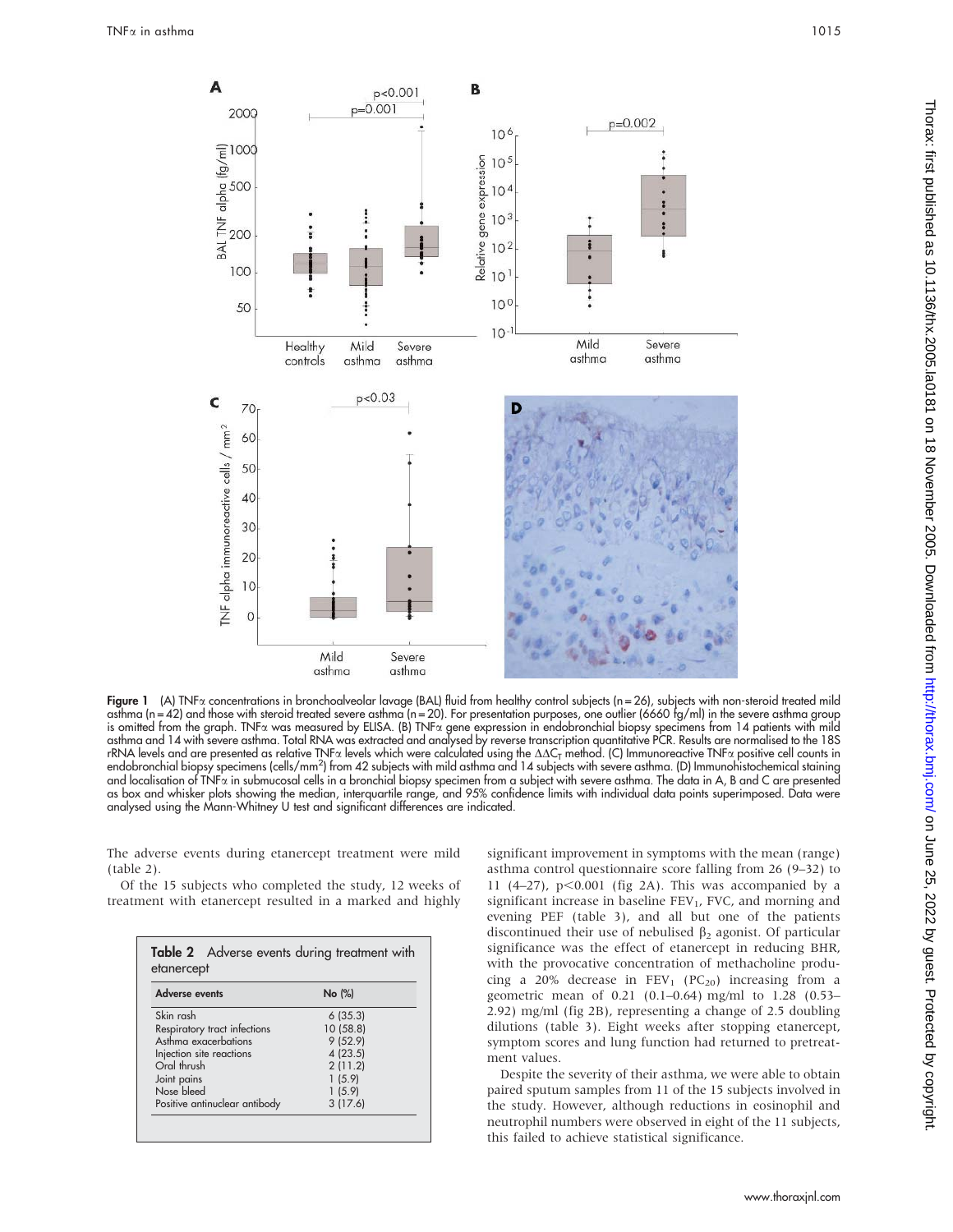Figure 1 (A) TNFα concentrations in bronchoalveolar lavage (BAL) fluid from healthy control subjects (n = 26), subjects with non-steroid treated mild asthma (n = 42) and those with steroid treated severe asthma (n = 20). For presentation purposes, one outlier (6660 fg/ml) in the severe asthma group is omitted from the graph. TNFα was measured by ELISA. (B) TNFα gene expression in endobronchial biopsy specimens from 14 patients with mild asthma and 14 with severe asthma. Total RNA was extracted and analysed by reverse transcription quantitative PCR. Results are normalised to the 18S rRNA levels and are presented as relative TNFα levels which were calculated using the $\Delta\Delta C_T$ method. (C) Immunoreactive TNFα positive cell counts in endobronchial biopsy specimens (cells/mm$^2$) from 42 subjects with mild asthma and 14 subjects with severe asthma. (D) Immunohistochemical staining and localisation of TNFα in submucosal cells in a bronchial biopsy specimen from a subject with severe asthma. The data in A, B and C are presented as box and whisker plots showing the median, interquartile range, and 95% confidence limits with individual data points superimposed. Data were analysed using the Mann-Whitney U test and significant differences are indicated.

The adverse events during etanercept treatment were mild (table 2).

Of the 15 subjects who completed the study, 12 weeks of treatment with etanercept resulted in a marked and highly significant improvement in symptoms with the mean (range) asthma control questionnaire score falling from 26 (9–32) to 11 (4–27), $p<0.001$ (fig 2A). This was accompanied by a significant increase in baseline $FEV_1$, FVC, and morning and evening PEF (table 3), and all but one of the patients discontinued their use of nebulised $\beta_2$ agonist. Of particular significance was the effect of etanercept in reducing BHR, with the provocative concentration of methacholine producing a 20% decrease in $FEV_1$ ($PC_{20}$) increasing from a geometric mean of 0.21 (0.1–0.64) mg/ml to 1.28 (0.53–2.92) mg/ml (fig 2B), representing a change of 2.5 doubling dilutions (table 3). Eight weeks after stopping etanercept, symptom scores and lung function had returned to pretreatment values.

Despite the severity of their asthma, we were able to obtain paired sputum samples from 11 of the 15 subjects involved in the study. However, although reductions in eosinophil and neutrophil numbers were observed in eight of the 11 subjects, this failed to achieve statistical significance.

**Table 2** Adverse events during treatment with etanercept

| Adverse events | No (%) |
|---|---|
| Skin rash | 6 (35.3) |
| Respiratory tract infections | 10 (58.8) |
| Asthma exacerbations | 9 (52.9) |
| Injection site reactions | 4 (23.5) |
| Oral thrush | 2 (11.2) |
| Joint pains | 1 (5.9) |
| Nose bleed | 1 (5.9) |
| Positive antinuclear antibody | 3 (17.6) |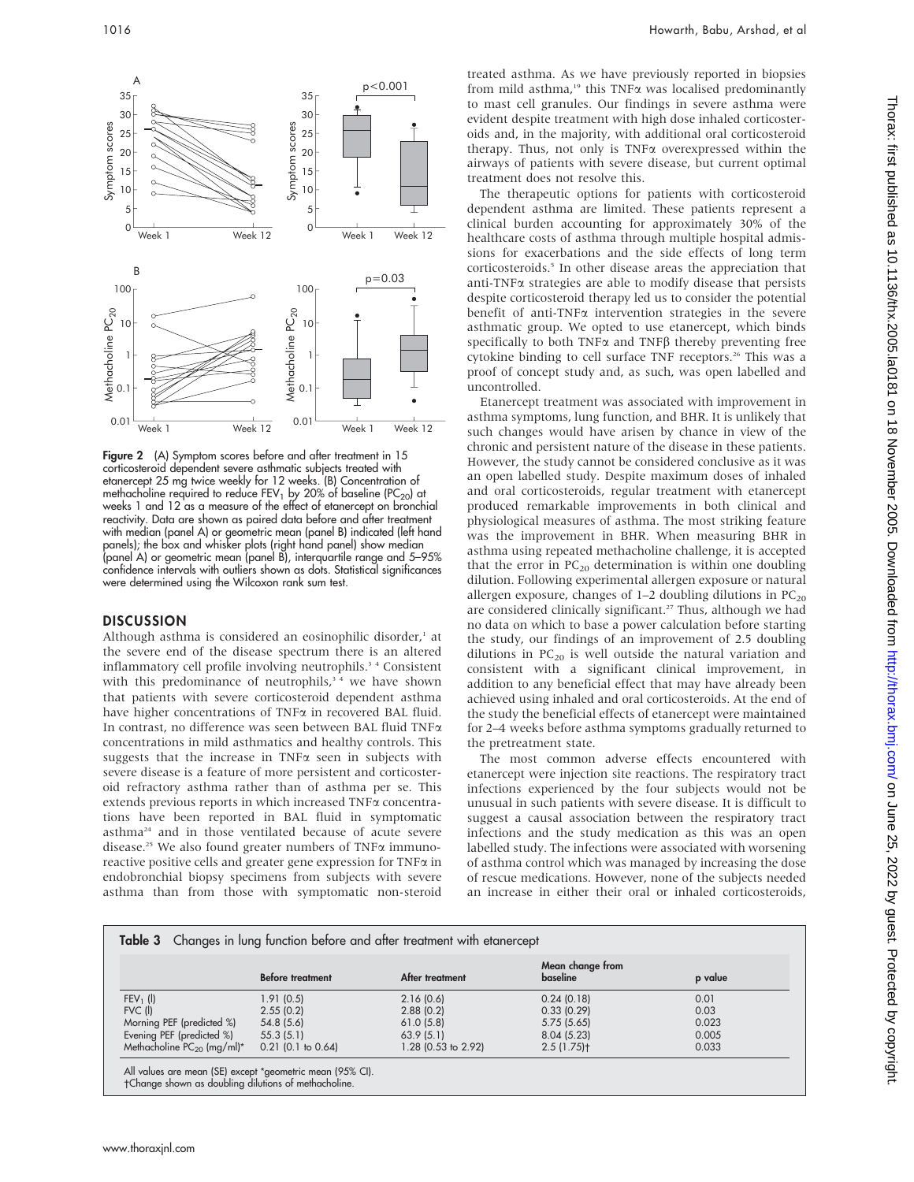Figure 2 (A) Symptom scores before and after treatment in 15 corticosteroid dependent severe asthmatic subjects treated with etanercept 25 mg twice weekly for 12 weeks. (B) Concentration of methacholine required to reduce $FEV_1$ by 20% of baseline ($PC_{20}$) at weeks 1 and 12 as a measure of the effect of etanercept on bronchial reactivity. Data are shown as paired data before and after treatment with median (panel A) or geometric mean (panel B) indicated (left hand panels); the box and whisker plots (right hand panel) show median (panel A) or geometric mean (panel B), interquartile range and 5–95% confidence intervals with outliers shown as dots. Statistical significances were determined using the Wilcoxon rank sum test.

## DISCUSSION

Although asthma is considered an eosinophilic disorder,[1] at the severe end of the disease spectrum there is an altered inflammatory cell profile involving neutrophils.[3 4] Consistent with this predominance of neutrophils,[3 4] we have shown that patients with severe corticosteroid dependent asthma have higher concentrations of TNFα in recovered BAL fluid. In contrast, no difference was seen between BAL fluid TNFα concentrations in mild asthmatics and healthy controls. This suggests that the increase in TNFα seen in subjects with severe disease is a feature of more persistent and corticosteroid refractory asthma rather than of asthma per se. This extends previous reports in which increased TNFα concentrations have been reported in BAL fluid in symptomatic asthma[24] and in those ventilated because of acute severe disease.[25] We also found greater numbers of TNFα immunoreactive positive cells and greater gene expression for TNFα in endobronchial biopsy specimens from subjects with severe asthma than from those with symptomatic non-steroid treated asthma. As we have previously reported in biopsies from mild asthma,[19] this TNFα was localised predominantly to mast cell granules. Our findings in severe asthma were evident despite treatment with high dose inhaled corticosteroids and, in the majority, with additional oral corticosteroid therapy. Thus, not only is TNFα overexpressed within the airways of patients with severe disease, but current optimal treatment does not resolve this.

The therapeutic options for patients with corticosteroid dependent asthma are limited. These patients represent a clinical burden accounting for approximately 30% of the healthcare costs of asthma through multiple hospital admissions for exacerbations and the side effects of long term corticosteroids.[5] In other disease areas the appreciation that anti-TNFα strategies are able to modify disease that persists despite corticosteroid therapy led us to consider the potential benefit of anti-TNFα intervention strategies in the severe asthmatic group. We opted to use etanercept, which binds specifically to both TNFα and TNFβ thereby preventing free cytokine binding to cell surface TNF receptors.[26] This was a proof of concept study and, as such, was open labelled and uncontrolled.

Etanercept treatment was associated with improvement in asthma symptoms, lung function, and BHR. It is unlikely that such changes would have arisen by chance in view of the chronic and persistent nature of the disease in these patients. However, the study cannot be considered conclusive as it was an open labelled study. Despite maximum doses of inhaled and oral corticosteroids, regular treatment with etanercept produced remarkable improvements in both clinical and physiological measures of asthma. The most striking feature was the improvement in BHR. When measuring BHR in asthma using repeated methacholine challenge, it is accepted that the error in $PC_{20}$ determination is within one doubling dilution. Following experimental allergen exposure or natural allergen exposure, changes of 1–2 doubling dilutions in $PC_{20}$ are considered clinically significant.[27] Thus, although we had no data on which to base a power calculation before starting the study, our findings of an improvement of 2.5 doubling dilutions in $PC_{20}$ is well outside the natural variation and consistent with a significant clinical improvement, in addition to any beneficial effect that may have already been achieved using inhaled and oral corticosteroids. At the end of the study the beneficial effects of etanercept were maintained for 2–4 weeks before asthma symptoms gradually returned to the pretreatment state.

The most common adverse effects encountered with etanercept were injection site reactions. The respiratory tract infections experienced by the four subjects would not be unusual in such patients with severe disease. It is difficult to suggest a causal association between the respiratory tract infections and the study medication as this was an open labelled study. The infections were associated with worsening of asthma control which was managed by increasing the dose of rescue medications. However, none of the subjects needed an increase in either their oral or inhaled corticosteroids,

**Table 3** Changes in lung function before and after treatment with etanercept

| | Before treatment | After treatment | Mean change from baseline | p value |
|---|---|---|---|---|
| $FEV_1$ (l) | 1.91 (0.5) | 2.16 (0.6) | 0.24 (0.18) | 0.01 |
| FVC (l) | 2.55 (0.2) | 2.88 (0.2) | 0.33 (0.29) | 0.03 |
| Morning PEF (predicted %) | 54.8 (5.6) | 61.0 (5.8) | 5.75 (5.65) | 0.023 |
| Evening PEF (predicted %) | 55.3 (5.1) | 63.9 (5.1) | 8.04 (5.23) | 0.005 |
| Methacholine $PC_{20}$ (mg/ml)* | 0.21 (0.1 to 0.64) | 1.28 (0.53 to 2.92) | 2.5 (1.75)† | 0.033 |

All values are mean (SE) except *geometric mean (95% CI).
†Change shown as doubling dilutions of methacholine.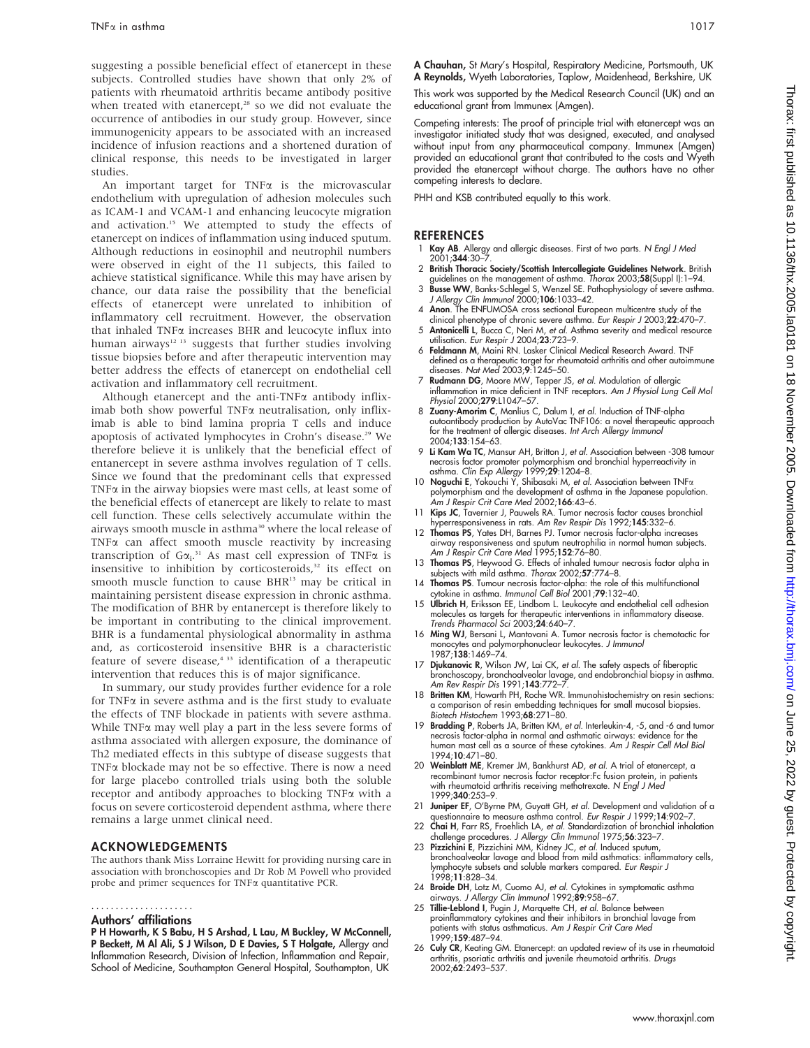suggesting a possible beneficial effect of etanercept in these subjects. Controlled studies have shown that only 2% of patients with rheumatoid arthritis became antibody positive when treated with etanercept,[28] so we did not evaluate the occurrence of antibodies in our study group. However, since immunogenicity appears to be associated with an increased incidence of infusion reactions and a shortened duration of clinical response, this needs to be investigated in larger studies.

An important target for TNFα is the microvascular endothelium with upregulation of adhesion molecules such as ICAM-1 and VCAM-1 and enhancing leucocyte migration and activation.[15] We attempted to study the effects of etanercept on indices of inflammation using induced sputum. Although reductions in eosinophil and neutrophil numbers were observed in eight of the 11 subjects, this failed to achieve statistical significance. While this may have arisen by chance, our data raise the possibility that the beneficial effects of etanercept were unrelated to inhibition of inflammatory cell recruitment. However, the observation that inhaled TNFα increases BHR and leucocyte influx into human airways[12 13] suggests that further studies involving tissue biopsies before and after therapeutic intervention may better address the effects of etanercept on endothelial cell activation and inflammatory cell recruitment.

Although etanercept and the anti-TNFα antibody infliximab both show powerful TNFα neutralisation, only infliximab is able to bind lamina propria T cells and induce apoptosis of activated lymphocytes in Crohn's disease.[29] We therefore believe it is unlikely that the beneficial effect of entanercept in severe asthma involves regulation of T cells. Since we found that the predominant cells that expressed TNFα in the airway biopsies were mast cells, at least some of the beneficial effects of etanercept are likely to relate to mast cell function. These cells selectively accumulate within the airways smooth muscle in asthma[30] where the local release of TNFα can affect smooth muscle reactivity by increasing transcription of $G\alpha_i$.[31] As mast cell expression of TNFα is insensitive to inhibition by corticosteroids,[32] its effect on smooth muscle function to cause BHR[13] may be critical in maintaining persistent disease expression in chronic asthma. The modification of BHR by entanercept is therefore likely to be important in contributing to the clinical improvement. BHR is a fundamental physiological abnormality in asthma and, as corticosteroid insensitive BHR is a characteristic feature of severe disease,[4 33] identification of a therapeutic intervention that reduces this is of major significance.

In summary, our study provides further evidence for a role for TNFα in severe asthma and is the first study to evaluate the effects of TNF blockade in patients with severe asthma. While TNFα may well play a part in the less severe forms of asthma associated with allergen exposure, the dominance of Th2 mediated effects in this subtype of disease suggests that TNFα blockade may not be so effective. There is now a need for large placebo controlled trials using both the soluble receptor and antibody approaches to blocking TNFα with a focus on severe corticosteroid dependent asthma, where there remains a large unmet clinical need.

## ACKNOWLEDGEMENTS

The authors thank Miss Lorraine Hewitt for providing nursing care in association with bronchoscopies and Dr Rob M Powell who provided probe and primer sequences for TNFα quantitative PCR.

### Authors' affiliations

**P H Howarth, K S Babu, H S Arshad, L Lau, M Buckley, W McConnell, P Beckett, M Al Ali, S J Wilson, D E Davies, S T Holgate,** Allergy and Inflammation Research, Division of Infection, Inflammation and Repair, School of Medicine, Southampton General Hospital, Southampton, UK

**A Chauhan,** St Mary's Hospital, Respiratory Medicine, Portsmouth, UK
**A Reynolds,** Wyeth Laboratories, Taplow, Maidenhead, Berkshire, UK

This work was supported by the Medical Research Council (UK) and an educational grant from Immunex (Amgen).

Competing interests: The proof of principle trial with etanercept was an investigator initiated study that was designed, executed, and analysed without input from any pharmaceutical company. Immunex (Amgen) provided an educational grant that contributed to the costs and Wyeth provided the etanercept without charge. The authors have no other competing interests to declare.

PHH and KSB contributed equally to this work.

## REFERENCES

1. **Kay AB**. Allergy and allergic diseases. First of two parts. *N Engl J Med* 2001;**344**:30–7.
2. **British Thoracic Society/Scottish Intercollegiate Guidelines Network**. British guidelines on the management of asthma. *Thorax* 2003;**58**(Suppl I):1–94.
3. **Busse WW**, Banks-Schlegel S, Wenzel SE. Pathophysiology of severe asthma. *J Allergy Clin Immunol* 2000;**106**:1033–42.
4. **Anon**. The ENFUMOSA cross sectional European multicentre study of the clinical phenotype of chronic severe asthma. *Eur Respir J* 2003;**22**:470–7.
5. **Antonicelli L**, Bucca C, Neri M, *et al*. Asthma severity and medical resource utilisation. *Eur Respir J* 2004;**23**:723–9.
6. **Feldmann M**, Maini RN. Lasker Clinical Medical Research Award. TNF defined as a therapeutic target for rheumatoid arthritis and other autoimmune diseases. *Nat Med* 2003;**9**:1245–50.
7. **Rudmann DG**, Moore MW, Tepper JS, *et al*. Modulation of allergic inflammation in mice deficient in TNF receptors. *Am J Physiol Lung Cell Mol Physiol* 2000;**279**:L1047–57.
8. **Zuany-Amorim C**, Manlius C, Dalum I, *et al*. Induction of TNF-alpha autoantibody production by AutoVac TNF106: a novel therapeutic approach for the treatment of allergic diseases. *Int Arch Allergy Immunol* 2004;**133**:154–63.
9. **Li Kam Wa TC**, Mansur AH, Britton J, *et al*. Association between -308 tumour necrosis factor promoter polymorphism and bronchial hyperreactivity in asthma. *Clin Exp Allergy* 1999;**29**:1204–8.
10. **Noguchi E**, Yokouchi Y, Shibasaki M, *et al*. Association between TNFα polymorphism and the development of asthma in the Japanese population. *Am J Respir Crit Care Med* 2002;**166**:43–6.
11. **Kips JC**, Tavernier J, Pauwels RA. Tumor necrosis factor causes bronchial hyperresponsiveness in rats. *Am Rev Respir Dis* 1992;**145**:332–6.
12. **Thomas PS**, Yates DH, Barnes PJ. Tumor necrosis factor-alpha increases airway responsiveness and sputum neutrophilia in normal human subjects. *Am J Respir Crit Care Med* 1995;**152**:76–80.
13. **Thomas PS**, Heywood G. Effects of inhaled tumour necrosis factor alpha in subjects with mild asthma. *Thorax* 2002;**57**:774–8.
14. **Thomas PS**. Tumour necrosis factor-alpha: the role of this multifunctional cytokine in asthma. *Immunol Cell Biol* 2001;**79**:132–40.
15. **Ulbrich H**, Eriksson EE, Lindbom L. Leukocyte and endothelial cell adhesion molecules as targets for therapeutic interventions in inflammatory disease. *Trends Pharmacol Sci* 2003;**24**:640–7.
16. **Ming WJ**, Bersani L, Mantovani A. Tumor necrosis factor is chemotactic for monocytes and polymorphonuclear leukocytes. *J Immunol* 1987;**138**:1469–74.
17. **Djukanovic R**, Wilson JW, Lai CK, *et al*. The safety aspects of fiberoptic bronchoscopy, bronchoalveolar lavage, and endobronchial biopsy in asthma. *Am Rev Respir Dis* 1991;**143**:772–7.
18. **Britten KM**, Howarth PH, Roche WR. Immunohistochemistry on resin sections: a comparison of resin embedding techniques for small mucosal biopsies. *Biotech Histochem* 1993;**68**:271–80.
19. **Bradding P**, Roberts JA, Britten KM, *et al*. Interleukin-4, -5, and -6 and tumor necrosis factor-alpha in normal and asthmatic airways: evidence for the human mast cell as a source of these cytokines. *Am J Respir Cell Mol Biol* 1994;**10**:471–80.
20. **Weinblatt ME**, Kremer JM, Bankhurst AD, *et al*. A trial of etanercept, a recombinant tumor necrosis factor receptor:Fc fusion protein, in patients with rheumatoid arthritis receiving methotrexate. *N Engl J Med* 1999;**340**:253–9.
21. **Juniper EF**, O'Byrne PM, Guyatt GH, *et al*. Development and validation of a questionnaire to measure asthma control. *Eur Respir J* 1999;**14**:902–7.
22. **Chai H**, Farr RS, Froehlich LA, *et al*. Standardization of bronchial inhalation challenge procedures. *J Allergy Clin Immunol* 1975;**56**:323–7.
23. **Pizzichini E**, Pizzichini MM, Kidney JC, *et al*. Induced sputum, bronchoalveolar lavage and blood from mild asthmatics: inflammatory cells, lymphocyte subsets and soluble markers compared. *Eur Respir J* 1998;**11**:828–34.
24. **Broide DH**, Lotz M, Cuomo AJ, *et al*. Cytokines in symptomatic asthma airways. *J Allergy Clin Immunol* 1992;**89**:958–67.
25. **Tillie-Leblond I**, Pugin J, Marquette CH, *et al*. Balance between proinflammatory cytokines and their inhibitors in bronchial lavage from patients with status asthmaticus. *Am J Respir Crit Care Med* 1999;**159**:487–94.
26. **Culy CR**, Keating GM. Etanercept: an updated review of its use in rheumatoid arthritis, psoriatic arthritis and juvenile rheumatoid arthritis. *Drugs* 2002;**62**:2493–537.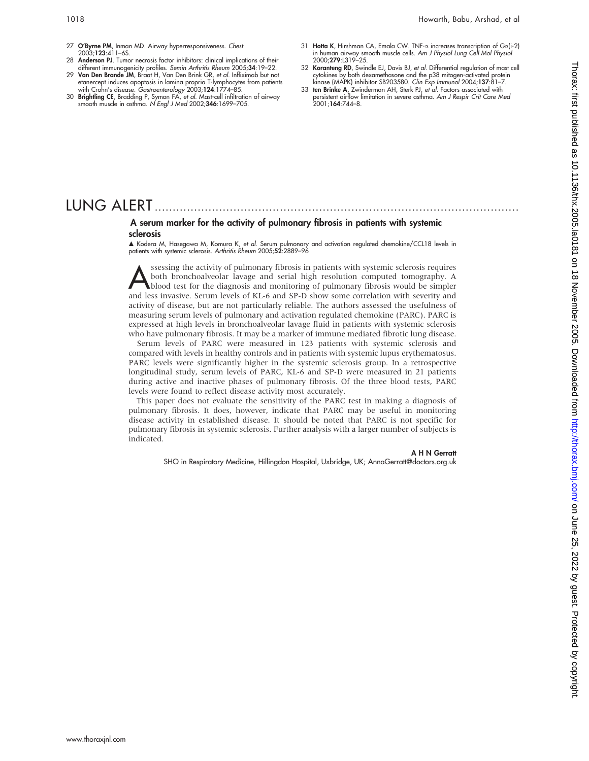27 **O'Byrne PM**, Inman MD. Airway hyperresponsiveness. *Chest* 2003;**123**:411–6S.

28 **Anderson PJ**. Tumor necrosis factor inhibitors: clinical implications of their different immunogenicity profiles. *Semin Arthritis Rheum* 2005;**34**:19–22.

29 **Van Den Brande JM**, Braat H, Van Den Brink GR, *et al*. Infliximab but not etanercept induces apoptosis in lamina propria T-lymphocytes from patients with Crohn's disease. *Gastroenterology* 2003;**124**:1774–85.

30 **Brightling CE**, Bradding P, Symon FA, *et al*. Mast-cell infiltration of airway smooth muscle in asthma. *N Engl J Med* 2002;**346**:1699–705.

31 **Hotta K**, Hirshman CA, Emala CW. TNF-α increases transcription of Gα(i-2) in human airway smooth muscle cells. *Am J Physiol Lung Cell Mol Physiol* 2000;**279**:L319–25.

32 **Koranteng RD**, Swindle EJ, Davis BJ, *et al*. Differential regulation of mast cell cytokines by both dexamethasone and the p38 mitogen-activated protein kinase (MAPK) inhibitor SB203580. *Clin Exp Immunol* 2004;**137**:81–7.

33 **ten Brinke A**, Zwinderman AH, Sterk PJ, *et al*. Factors associated with persistent airflow limitation in severe asthma. *Am J Respir Crit Care Med* 2001;**164**:744–8.

# LUNG ALERT

## A serum marker for the activity of pulmonary fibrosis in patients with systemic sclerosis

▲ Kodera M, Hasegawa M, Komura K, *et al*. Serum pulmonary and activation regulated chemokine/CCL18 levels in patients with systemic sclerosis. *Arthritis Rheum* 2005;**52**:2889–96

Assessing the activity of pulmonary fibrosis in patients with systemic sclerosis requires both bronchoalveolar lavage and serial high resolution computed tomography. A blood test for the diagnosis and monitoring of pulmonary fibrosis would be simpler and less invasive. Serum levels of KL-6 and SP-D show some correlation with severity and activity of disease, but are not particularly reliable. The authors assessed the usefulness of measuring serum levels of pulmonary and activation regulated chemokine (PARC). PARC is expressed at high levels in bronchoalveolar lavage fluid in patients with systemic sclerosis who have pulmonary fibrosis. It may be a marker of immune mediated fibrotic lung disease.

Serum levels of PARC were measured in 123 patients with systemic sclerosis and compared with levels in healthy controls and in patients with systemic lupus erythematosus. PARC levels were significantly higher in the systemic sclerosis group. In a retrospective longitudinal study, serum levels of PARC, KL-6 and SP-D were measured in 21 patients during active and inactive phases of pulmonary fibrosis. Of the three blood tests, PARC levels were found to reflect disease activity most accurately.

This paper does not evaluate the sensitivity of the PARC test in making a diagnosis of pulmonary fibrosis. It does, however, indicate that PARC may be useful in monitoring disease activity in established disease. It should be noted that PARC is not specific for pulmonary fibrosis in systemic sclerosis. Further analysis with a larger number of subjects is indicated.

**A H N Gerratt**

SHO in Respiratory Medicine, Hillingdon Hospital, Uxbridge, UK; AnnaGerratt@doctors.org.uk